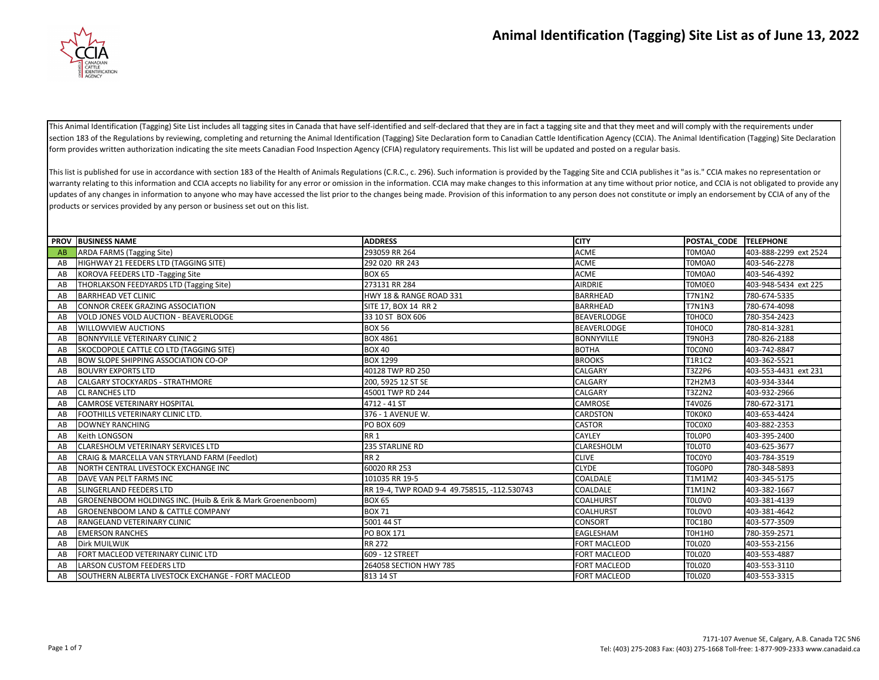// Animal Identification (Tagging) Site List as of June 13, 2022

# Animal Identification (Tagging) Site List as of June 13, 2022

This Animal Identification (Tagging) Site List includes all tagging sites in Canada that have self-identified and self-declared that they are in fact a tagging site and that they meet and will comply with the requirements under section 183 of the Regulations by reviewing, completing and returning the Animal Identification (Tagging) Site Declaration form to Canadian Cattle Identification Agency (CCIA). The Animal Identification (Tagging) Site Declaration form provides written authorization indicating the site meets Canadian Food Inspection Agency (CFIA) regulatory requirements. This list will be updated and posted on a regular basis.

This list is published for use in accordance with section 183 of the Health of Animals Regulations (C.R.C., c. 296). Such information is provided by the Tagging Site and CCIA publishes it "as is." CCIA makes no representation or warranty relating to this information and CCIA accepts no liability for any error or omission in the information. CCIA may make changes to this information at any time without prior notice, and CCIA is not obligated to provide any updates of any changes in information to anyone who may have accessed the list prior to the changes being made. Provision of this information to any person does not constitute or imply an endorsement by CCIA of any of the products or services provided by any person or business set out on this list.

| PROV | BUSINESS NAME | ADDRESS | CITY | POSTAL_CODE | TELEPHONE |
|---|---|---|---|---|---|
| AB | ARDA FARMS (Tagging Site) | 293059 RR 264 | ACME | T0M0A0 | 403-888-2299 ext 2524 |
| AB | HIGHWAY 21 FEEDERS LTD (TAGGING SITE) | 292 020 RR 243 | ACME | T0M0A0 | 403-546-2278 |
| AB | KOROVA FEEDERS LTD -Tagging Site | BOX 65 | ACME | T0M0A0 | 403-546-4392 |
| AB | THORLAKSON FEEDYARDS LTD (Tagging Site) | 273131 RR 284 | AIRDRIE | T0M0E0 | 403-948-5434 ext 225 |
| AB | BARRHEAD VET CLINIC | HWY 18 & RANGE ROAD 331 | BARRHEAD | T7N1N2 | 780-674-5335 |
| AB | CONNOR CREEK GRAZING ASSOCIATION | SITE 17, BOX 14 RR 2 | BARRHEAD | T7N1N3 | 780-674-4098 |
| AB | VOLD JONES VOLD AUCTION - BEAVERLODGE | 33 10 ST BOX 606 | BEAVERLODGE | T0H0C0 | 780-354-2423 |
| AB | WILLOWVIEW AUCTIONS | BOX 56 | BEAVERLODGE | T0H0C0 | 780-814-3281 |
| AB | BONNYVILLE VETERINARY CLINIC 2 | BOX 4861 | BONNYVILLE | T9N0H3 | 780-826-2188 |
| AB | SKOCDOPOLE CATTLE CO LTD (TAGGING SITE) | BOX 40 | BOTHA | T0C0N0 | 403-742-8847 |
| AB | BOW SLOPE SHIPPING ASSOCIATION CO-OP | BOX 1299 | BROOKS | T1R1C2 | 403-362-5521 |
| AB | BOUVRY EXPORTS LTD | 40128 TWP RD 250 | CALGARY | T3Z2P6 | 403-553-4431 ext 231 |
| AB | CALGARY STOCKYARDS - STRATHMORE | 200, 5925 12 ST SE | CALGARY | T2H2M3 | 403-934-3344 |
| AB | CL RANCHES LTD | 45001 TWP RD 244 | CALGARY | T3Z2N2 | 403-932-2966 |
| AB | CAMROSE VETERINARY HOSPITAL | 4712 - 41 ST | CAMROSE | T4V0Z6 | 780-672-3171 |
| AB | FOOTHILLS VETERINARY CLINIC LTD. | 376 - 1 AVENUE W. | CARDSTON | T0K0K0 | 403-653-4424 |
| AB | DOWNEY RANCHING | PO BOX 609 | CASTOR | T0C0X0 | 403-882-2353 |
| AB | Keith LONGSON | RR 1 | CAYLEY | T0L0P0 | 403-395-2400 |
| AB | CLARESHOLM VETERINARY SERVICES LTD | 235 STARLINE RD | CLARESHOLM | T0L0T0 | 403-625-3677 |
| AB | CRAIG & MARCELLA VAN STRYLAND FARM (Feedlot) | RR 2 | CLIVE | T0C0Y0 | 403-784-3519 |
| AB | NORTH CENTRAL LIVESTOCK EXCHANGE INC | 60020 RR 253 | CLYDE | T0G0P0 | 780-348-5893 |
| AB | DAVE VAN PELT FARMS INC | 101035 RR 19-5 | COALDALE | T1M1M2 | 403-345-5175 |
| AB | SLINGERLAND FEEDERS LTD | RR 19-4, TWP ROAD 9-4 49.758515, -112.530743 | COALDALE | T1M1N2 | 403-382-1667 |
| AB | GROENENBOOM HOLDINGS INC. (Huib & Erik & Mark Groenenboom) | BOX 65 | COALHURST | T0L0V0 | 403-381-4139 |
| AB | GROENENBOOM LAND & CATTLE COMPANY | BOX 71 | COALHURST | T0L0V0 | 403-381-4642 |
| AB | RANGELAND VETERINARY CLINIC | 5001 44 ST | CONSORT | T0C1B0 | 403-577-3509 |
| AB | EMERSON RANCHES | PO BOX 171 | EAGLESHAM | T0H1H0 | 780-359-2571 |
| AB | Dirk MUILWIJK | RR 272 | FORT MACLEOD | T0L0Z0 | 403-553-2156 |
| AB | FORT MACLEOD VETERINARY CLINIC LTD | 609 - 12 STREET | FORT MACLEOD | T0L0Z0 | 403-553-4887 |
| AB | LARSON CUSTOM FEEDERS LTD | 264058 SECTION HWY 785 | FORT MACLEOD | T0L0Z0 | 403-553-3110 |
| AB | SOUTHERN ALBERTA LIVESTOCK EXCHANGE - FORT MACLEOD | 813 14 ST | FORT MACLEOD | T0L0Z0 | 403-553-3315 |

7171-107 Avenue SE, Calgary, A.B. Canada T2C 5N6
Tel: (403) 275-2083 Fax: (403) 275-1668 Toll-free: 1-877-909-2333 www.canadaid.ca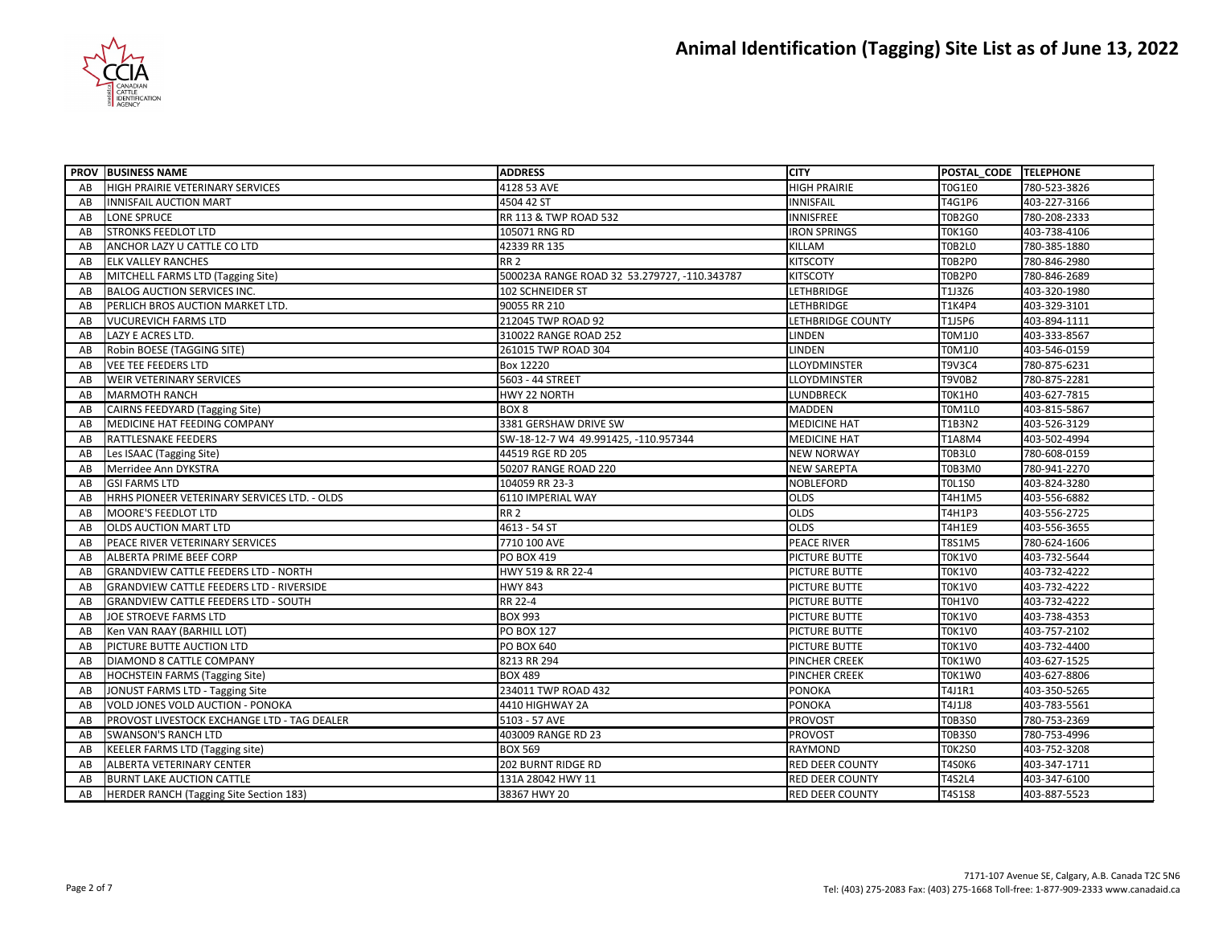# Animal Identification (Tagging) Site List as of June 13, 2022

| PROV | BUSINESS NAME | ADDRESS | CITY | POSTAL_CODE | TELEPHONE |
|---|---|---|---|---|---|
| AB | HIGH PRAIRIE VETERINARY SERVICES | 4128 53 AVE | HIGH PRAIRIE | T0G1E0 | 780-523-3826 |
| AB | INNISFAIL AUCTION MART | 4504 42 ST | INNISFAIL | T4G1P6 | 403-227-3166 |
| AB | LONE SPRUCE | RR 113 & TWP ROAD 532 | INNISFREE | T0B2G0 | 780-208-2333 |
| AB | STRONKS FEEDLOT LTD | 105071 RNG RD | IRON SPRINGS | T0K1G0 | 403-738-4106 |
| AB | ANCHOR LAZY U CATTLE CO LTD | 42339 RR 135 | KILLAM | T0B2L0 | 780-385-1880 |
| AB | ELK VALLEY RANCHES | RR 2 | KITSCOTY | T0B2P0 | 780-846-2980 |
| AB | MITCHELL FARMS LTD (Tagging Site) | 500023A RANGE ROAD 32 53.279727, -110.343787 | KITSCOTY | T0B2P0 | 780-846-2689 |
| AB | BALOG AUCTION SERVICES INC. | 102 SCHNEIDER ST | LETHBRIDGE | T1J3Z6 | 403-320-1980 |
| AB | PERLICH BROS AUCTION MARKET LTD. | 90055 RR 210 | LETHBRIDGE | T1K4P4 | 403-329-3101 |
| AB | VUCUREVICH FARMS LTD | 212045 TWP ROAD 92 | LETHBRIDGE COUNTY | T1J5P6 | 403-894-1111 |
| AB | LAZY E ACRES LTD. | 310022 RANGE ROAD 252 | LINDEN | T0M1J0 | 403-333-8567 |
| AB | Robin BOESE (TAGGING SITE) | 261015 TWP ROAD 304 | LINDEN | T0M1J0 | 403-546-0159 |
| AB | VEE TEE FEEDERS LTD | Box 12220 | LLOYDMINSTER | T9V3C4 | 780-875-6231 |
| AB | WEIR VETERINARY SERVICES | 5603 - 44 STREET | LLOYDMINSTER | T9V0B2 | 780-875-2281 |
| AB | MARMOTH RANCH | HWY 22 NORTH | LUNDBRECK | T0K1H0 | 403-627-7815 |
| AB | CAIRNS FEEDYARD (Tagging Site) | BOX 8 | MADDEN | T0M1L0 | 403-815-5867 |
| AB | MEDICINE HAT FEEDING COMPANY | 3381 GERSHAW DRIVE SW | MEDICINE HAT | T1B3N2 | 403-526-3129 |
| AB | RATTLESNAKE FEEDERS | SW-18-12-7 W4 49.991425, -110.957344 | MEDICINE HAT | T1A8M4 | 403-502-4994 |
| AB | Les ISAAC (Tagging Site) | 44519 RGE RD 205 | NEW NORWAY | T0B3L0 | 780-608-0159 |
| AB | Merridee Ann DYKSTRA | 50207 RANGE ROAD 220 | NEW SAREPTA | T0B3M0 | 780-941-2270 |
| AB | GSI FARMS LTD | 104059 RR 23-3 | NOBLEFORD | T0L1S0 | 403-824-3280 |
| AB | HRHS PIONEER VETERINARY SERVICES LTD. - OLDS | 6110 IMPERIAL WAY | OLDS | T4H1M5 | 403-556-6882 |
| AB | MOORE'S FEEDLOT LTD | RR 2 | OLDS | T4H1P3 | 403-556-2725 |
| AB | OLDS AUCTION MART LTD | 4613 - 54 ST | OLDS | T4H1E9 | 403-556-3655 |
| AB | PEACE RIVER VETERINARY SERVICES | 7710 100 AVE | PEACE RIVER | T8S1M5 | 780-624-1606 |
| AB | ALBERTA PRIME BEEF CORP | PO BOX 419 | PICTURE BUTTE | T0K1V0 | 403-732-5644 |
| AB | GRANDVIEW CATTLE FEEDERS LTD - NORTH | HWY 519 & RR 22-4 | PICTURE BUTTE | T0K1V0 | 403-732-4222 |
| AB | GRANDVIEW CATTLE FEEDERS LTD - RIVERSIDE | HWY 843 | PICTURE BUTTE | T0K1V0 | 403-732-4222 |
| AB | GRANDVIEW CATTLE FEEDERS LTD - SOUTH | RR 22-4 | PICTURE BUTTE | T0H1V0 | 403-732-4222 |
| AB | JOE STROEVE FARMS LTD | BOX 993 | PICTURE BUTTE | T0K1V0 | 403-738-4353 |
| AB | Ken VAN RAAY (BARHILL LOT) | PO BOX 127 | PICTURE BUTTE | T0K1V0 | 403-757-2102 |
| AB | PICTURE BUTTE AUCTION LTD | PO BOX 640 | PICTURE BUTTE | T0K1V0 | 403-732-4400 |
| AB | DIAMOND 8 CATTLE COMPANY | 8213 RR 294 | PINCHER CREEK | T0K1W0 | 403-627-1525 |
| AB | HOCHSTEIN FARMS (Tagging Site) | BOX 489 | PINCHER CREEK | T0K1W0 | 403-627-8806 |
| AB | JONUST FARMS LTD - Tagging Site | 234011 TWP ROAD 432 | PONOKA | T4J1R1 | 403-350-5265 |
| AB | VOLD JONES VOLD AUCTION - PONOKA | 4410 HIGHWAY 2A | PONOKA | T4J1J8 | 403-783-5561 |
| AB | PROVOST LIVESTOCK EXCHANGE LTD - TAG DEALER | 5103 - 57 AVE | PROVOST | T0B3S0 | 780-753-2369 |
| AB | SWANSON'S RANCH LTD | 403009 RANGE RD 23 | PROVOST | T0B3S0 | 780-753-4996 |
| AB | KEELER FARMS LTD (Tagging site) | BOX 569 | RAYMOND | T0K2S0 | 403-752-3208 |
| AB | ALBERTA VETERINARY CENTER | 202 BURNT RIDGE RD | RED DEER COUNTY | T4S0K6 | 403-347-1711 |
| AB | BURNT LAKE AUCTION CATTLE | 131A 28042 HWY 11 | RED DEER COUNTY | T4S2L4 | 403-347-6100 |
| AB | HERDER RANCH (Tagging Site Section 183) | 38367 HWY 20 | RED DEER COUNTY | T4S1S8 | 403-887-5523 |

7171-107 Avenue SE, Calgary, A.B. Canada T2C 5N6
Tel: (403) 275-2083 Fax: (403) 275-1668 Toll-free: 1-877-909-2333 www.canadaid.ca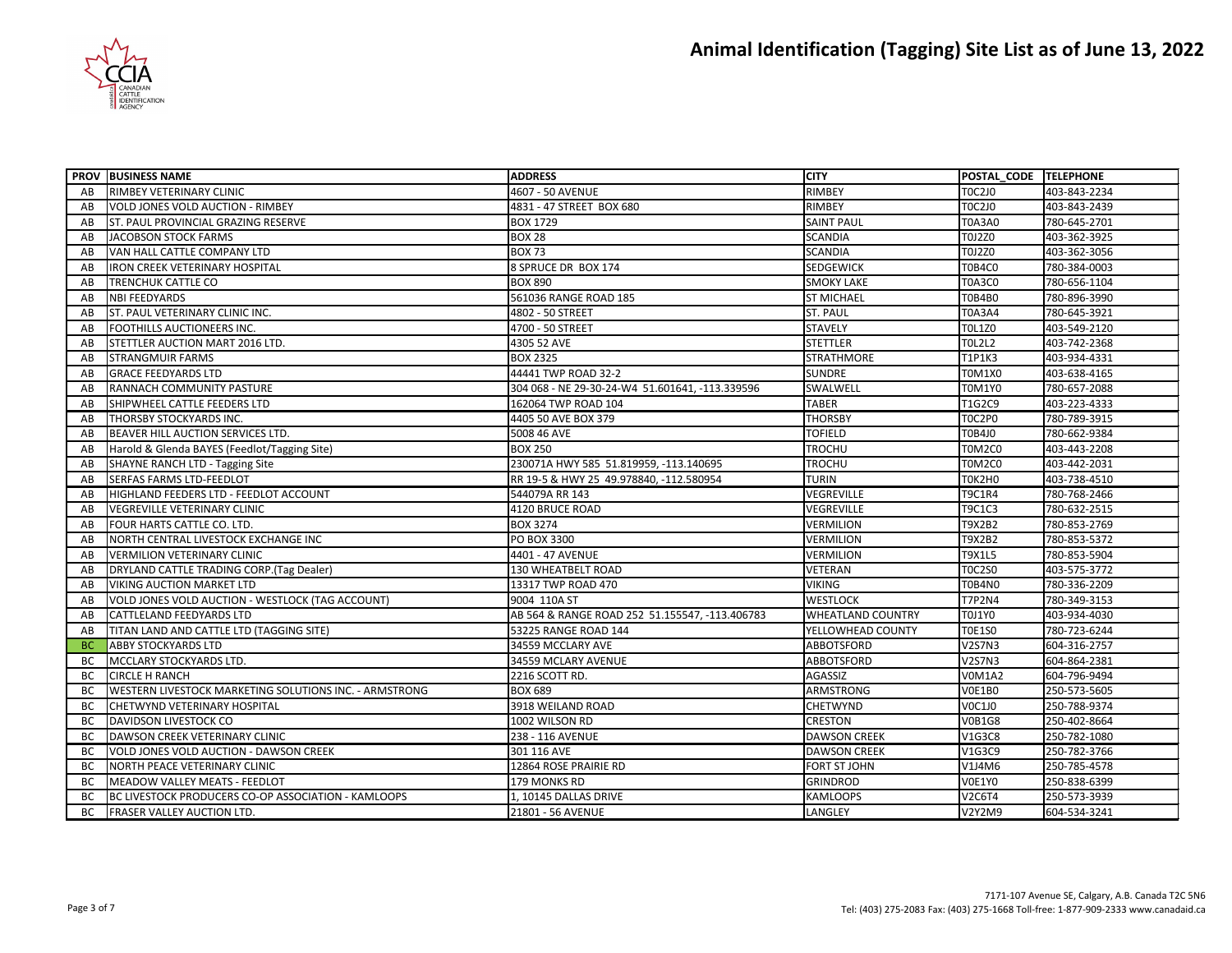# Animal Identification (Tagging) Site List as of June 13, 2022

| PROV | BUSINESS NAME | ADDRESS | CITY | POSTAL_CODE | TELEPHONE |
|---|---|---|---|---|---|
| AB | RIMBEY VETERINARY CLINIC | 4607 - 50 AVENUE | RIMBEY | T0C2J0 | 403-843-2234 |
| AB | VOLD JONES VOLD AUCTION - RIMBEY | 4831 - 47 STREET BOX 680 | RIMBEY | T0C2J0 | 403-843-2439 |
| AB | ST. PAUL PROVINCIAL GRAZING RESERVE | BOX 1729 | SAINT PAUL | T0A3A0 | 780-645-2701 |
| AB | JACOBSON STOCK FARMS | BOX 28 | SCANDIA | T0J2Z0 | 403-362-3925 |
| AB | VAN HALL CATTLE COMPANY LTD | BOX 73 | SCANDIA | T0J2Z0 | 403-362-3056 |
| AB | IRON CREEK VETERINARY HOSPITAL | 8 SPRUCE DR BOX 174 | SEDGEWICK | T0B4C0 | 780-384-0003 |
| AB | TRENCHUK CATTLE CO | BOX 890 | SMOKY LAKE | T0A3C0 | 780-656-1104 |
| AB | NBI FEEDYARDS | 561036 RANGE ROAD 185 | ST MICHAEL | T0B4B0 | 780-896-3990 |
| AB | ST. PAUL VETERINARY CLINIC INC. | 4802 - 50 STREET | ST. PAUL | T0A3A4 | 780-645-3921 |
| AB | FOOTHILLS AUCTIONEERS INC. | 4700 - 50 STREET | STAVELY | T0L1Z0 | 403-549-2120 |
| AB | STETTLER AUCTION MART 2016 LTD. | 4305 52 AVE | STETTLER | T0L2L2 | 403-742-2368 |
| AB | STRANGMUIR FARMS | BOX 2325 | STRATHMORE | T1P1K3 | 403-934-4331 |
| AB | GRACE FEEDYARDS LTD | 44441 TWP ROAD 32-2 | SUNDRE | T0M1X0 | 403-638-4165 |
| AB | RANNACH COMMUNITY PASTURE | 304 068 - NE 29-30-24-W4 51.601641, -113.339596 | SWALWELL | T0M1Y0 | 780-657-2088 |
| AB | SHIPWHEEL CATTLE FEEDERS LTD | 162064 TWP ROAD 104 | TABER | T1G2C9 | 403-223-4333 |
| AB | THORSBY STOCKYARDS INC. | 4405 50 AVE BOX 379 | THORSBY | T0C2P0 | 780-789-3915 |
| AB | BEAVER HILL AUCTION SERVICES LTD. | 5008 46 AVE | TOFIELD | T0B4J0 | 780-662-9384 |
| AB | Harold & Glenda BAYES (Feedlot/Tagging Site) | BOX 250 | TROCHU | T0M2C0 | 403-443-2208 |
| AB | SHAYNE RANCH LTD - Tagging Site | 230071A HWY 585 51.819959, -113.140695 | TROCHU | T0M2C0 | 403-442-2031 |
| AB | SERFAS FARMS LTD-FEEDLOT | RR 19-5 & HWY 25 49.978840, -112.580954 | TURIN | T0K2H0 | 403-738-4510 |
| AB | HIGHLAND FEEDERS LTD - FEEDLOT ACCOUNT | 544079A RR 143 | VEGREVILLE | T9C1R4 | 780-768-2466 |
| AB | VEGREVILLE VETERINARY CLINIC | 4120 BRUCE ROAD | VEGREVILLE | T9C1C3 | 780-632-2515 |
| AB | FOUR HARTS CATTLE CO. LTD. | BOX 3274 | VERMILION | T9X2B2 | 780-853-2769 |
| AB | NORTH CENTRAL LIVESTOCK EXCHANGE INC | PO BOX 3300 | VERMILION | T9X2B2 | 780-853-5372 |
| AB | VERMILION VETERINARY CLINIC | 4401 - 47 AVENUE | VERMILION | T9X1L5 | 780-853-5904 |
| AB | DRYLAND CATTLE TRADING CORP.(Tag Dealer) | 130 WHEATBELT ROAD | VETERAN | T0C2S0 | 403-575-3772 |
| AB | VIKING AUCTION MARKET LTD | 13317 TWP ROAD 470 | VIKING | T0B4N0 | 780-336-2209 |
| AB | VOLD JONES VOLD AUCTION - WESTLOCK (TAG ACCOUNT) | 9004 110A ST | WESTLOCK | T7P2N4 | 780-349-3153 |
| AB | CATTLELAND FEEDYARDS LTD | AB 564 & RANGE ROAD 252 51.155547, -113.406783 | WHEATLAND COUNTRY | T0J1Y0 | 403-934-4030 |
| AB | TITAN LAND AND CATTLE LTD (TAGGING SITE) | 53225 RANGE ROAD 144 | YELLOWHEAD COUNTY | T0E1S0 | 780-723-6244 |
| BC | ABBY STOCKYARDS LTD | 34559 MCCLARY AVE | ABBOTSFORD | V2S7N3 | 604-316-2757 |
| BC | MCCLARY STOCKYARDS LTD. | 34559 MCLARY AVENUE | ABBOTSFORD | V2S7N3 | 604-864-2381 |
| BC | CIRCLE H RANCH | 2216 SCOTT RD. | AGASSIZ | V0M1A2 | 604-796-9494 |
| BC | WESTERN LIVESTOCK MARKETING SOLUTIONS INC. - ARMSTRONG | BOX 689 | ARMSTRONG | V0E1B0 | 250-573-5605 |
| BC | CHETWYND VETERINARY HOSPITAL | 3918 WEILAND ROAD | CHETWYND | V0C1J0 | 250-788-9374 |
| BC | DAVIDSON LIVESTOCK CO | 1002 WILSON RD | CRESTON | V0B1G8 | 250-402-8664 |
| BC | DAWSON CREEK VETERINARY CLINIC | 238 - 116 AVENUE | DAWSON CREEK | V1G3C8 | 250-782-1080 |
| BC | VOLD JONES VOLD AUCTION - DAWSON CREEK | 301 116 AVE | DAWSON CREEK | V1G3C9 | 250-782-3766 |
| BC | NORTH PEACE VETERINARY CLINIC | 12864 ROSE PRAIRIE RD | FORT ST JOHN | V1J4M6 | 250-785-4578 |
| BC | MEADOW VALLEY MEATS - FEEDLOT | 179 MONKS RD | GRINDROD | V0E1Y0 | 250-838-6399 |
| BC | BC LIVESTOCK PRODUCERS CO-OP ASSOCIATION - KAMLOOPS | 1, 10145 DALLAS DRIVE | KAMLOOPS | V2C6T4 | 250-573-3939 |
| BC | FRASER VALLEY AUCTION LTD. | 21801 - 56 AVENUE | LANGLEY | V2Y2M9 | 604-534-3241 |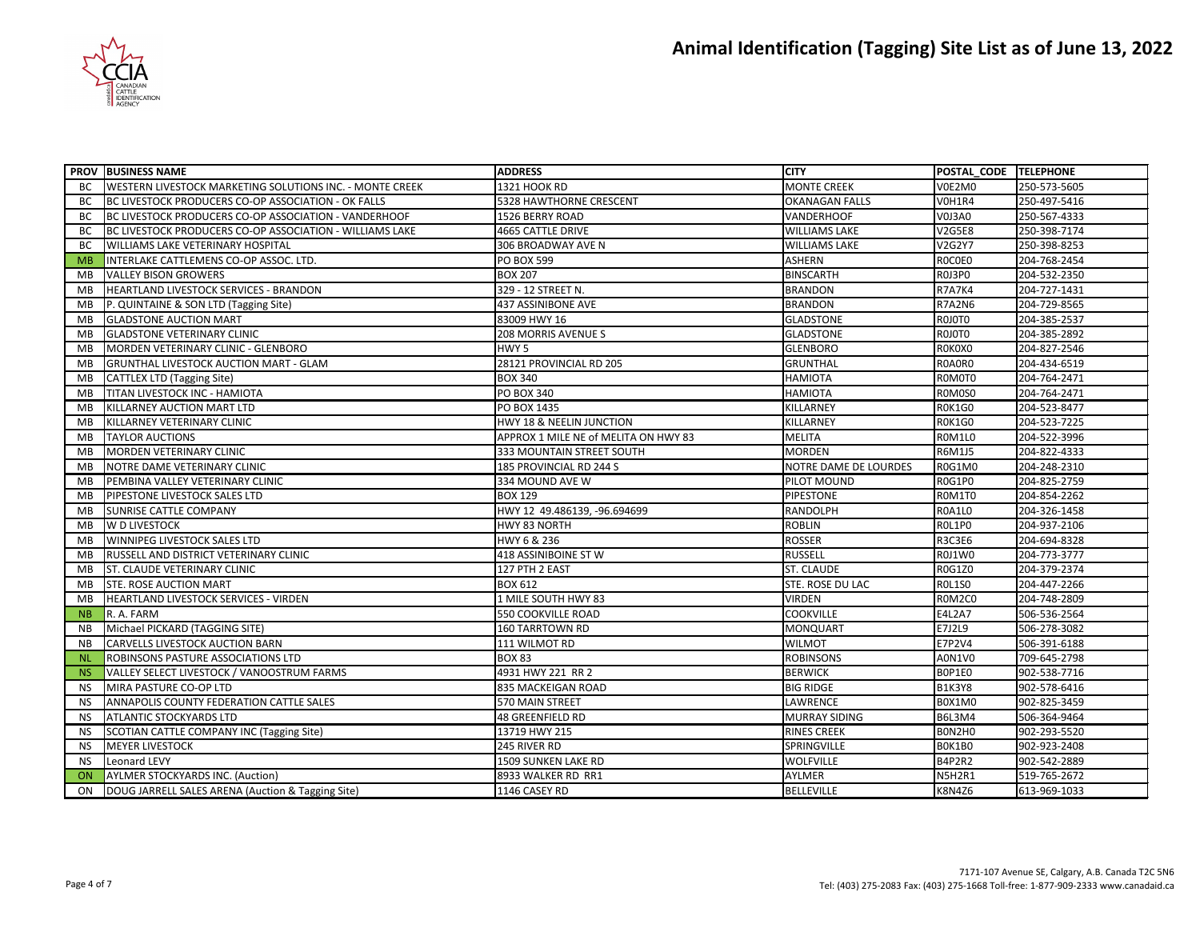# Animal Identification (Tagging) Site List as of June 13, 2022

| PROV | BUSINESS NAME | ADDRESS | CITY | POSTAL_CODE | TELEPHONE |
|---|---|---|---|---|---|
| BC | WESTERN LIVESTOCK MARKETING SOLUTIONS INC. - MONTE CREEK | 1321 HOOK RD | MONTE CREEK | V0E2M0 | 250-573-5605 |
| BC | BC LIVESTOCK PRODUCERS CO-OP ASSOCIATION - OK FALLS | 5328 HAWTHORNE CRESCENT | OKANAGAN FALLS | V0H1R4 | 250-497-5416 |
| BC | BC LIVESTOCK PRODUCERS CO-OP ASSOCIATION - VANDERHOOF | 1526 BERRY ROAD | VANDERHOOF | V0J3A0 | 250-567-4333 |
| BC | BC LIVESTOCK PRODUCERS CO-OP ASSOCIATION - WILLIAMS LAKE | 4665 CATTLE DRIVE | WILLIAMS LAKE | V2G5E8 | 250-398-7174 |
| BC | WILLIAMS LAKE VETERINARY HOSPITAL | 306 BROADWAY AVE N | WILLIAMS LAKE | V2G2Y7 | 250-398-8253 |
| MB | INTERLAKE CATTLEMENS CO-OP ASSOC. LTD. | PO BOX 599 | ASHERN | R0C0E0 | 204-768-2454 |
| MB | VALLEY BISON GROWERS | BOX 207 | BINSCARTH | R0J3P0 | 204-532-2350 |
| MB | HEARTLAND LIVESTOCK SERVICES - BRANDON | 329 - 12 STREET N. | BRANDON | R7A7K4 | 204-727-1431 |
| MB | P. QUINTAINE & SON LTD (Tagging Site) | 437 ASSINIBONE AVE | BRANDON | R7A2N6 | 204-729-8565 |
| MB | GLADSTONE AUCTION MART | 83009 HWY 16 | GLADSTONE | R0J0T0 | 204-385-2537 |
| MB | GLADSTONE VETERINARY CLINIC | 208 MORRIS AVENUE S | GLADSTONE | R0J0T0 | 204-385-2892 |
| MB | MORDEN VETERINARY CLINIC - GLENBORO | HWY 5 | GLENBORO | R0K0X0 | 204-827-2546 |
| MB | GRUNTHAL LIVESTOCK AUCTION MART - GLAM | 28121 PROVINCIAL RD 205 | GRUNTHAL | R0A0R0 | 204-434-6519 |
| MB | CATTLEX LTD (Tagging Site) | BOX 340 | HAMIOTA | R0M0T0 | 204-764-2471 |
| MB | TITAN LIVESTOCK INC - HAMIOTA | PO BOX 340 | HAMIOTA | R0M0S0 | 204-764-2471 |
| MB | KILLARNEY AUCTION MART LTD | PO BOX 1435 | KILLARNEY | R0K1G0 | 204-523-8477 |
| MB | KILLARNEY VETERINARY CLINIC | HWY 18 & NEELIN JUNCTION | KILLARNEY | R0K1G0 | 204-523-7225 |
| MB | TAYLOR AUCTIONS | APPROX 1 MILE NE of MELITA ON HWY 83 | MELITA | R0M1L0 | 204-522-3996 |
| MB | MORDEN VETERINARY CLINIC | 333 MOUNTAIN STREET SOUTH | MORDEN | R6M1J5 | 204-822-4333 |
| MB | NOTRE DAME VETERINARY CLINIC | 185 PROVINCIAL RD 244 S | NOTRE DAME DE LOURDES | R0G1M0 | 204-248-2310 |
| MB | PEMBINA VALLEY VETERINARY CLINIC | 334 MOUND AVE W | PILOT MOUND | R0G1P0 | 204-825-2759 |
| MB | PIPESTONE LIVESTOCK SALES LTD | BOX 129 | PIPESTONE | R0M1T0 | 204-854-2262 |
| MB | SUNRISE CATTLE COMPANY | HWY 12 49.486139, -96.694699 | RANDOLPH | R0A1L0 | 204-326-1458 |
| MB | W D LIVESTOCK | HWY 83 NORTH | ROBLIN | R0L1P0 | 204-937-2106 |
| MB | WINNIPEG LIVESTOCK SALES LTD | HWY 6 & 236 | ROSSER | R3C3E6 | 204-694-8328 |
| MB | RUSSELL AND DISTRICT VETERINARY CLINIC | 418 ASSINIBOINE ST W | RUSSELL | R0J1W0 | 204-773-3777 |
| MB | ST. CLAUDE VETERINARY CLINIC | 127 PTH 2 EAST | ST. CLAUDE | R0G1Z0 | 204-379-2374 |
| MB | STE. ROSE AUCTION MART | BOX 612 | STE. ROSE DU LAC | R0L1S0 | 204-447-2266 |
| MB | HEARTLAND LIVESTOCK SERVICES - VIRDEN | 1 MILE SOUTH HWY 83 | VIRDEN | R0M2C0 | 204-748-2809 |
| NB | R. A. FARM | 550 COOKVILLE ROAD | COOKVILLE | E4L2A7 | 506-536-2564 |
| NB | Michael PICKARD (TAGGING SITE) | 160 TARRTOWN RD | MONQUART | E7J2L9 | 506-278-3082 |
| NB | CARVELLS LIVESTOCK AUCTION BARN | 111 WILMOT RD | WILMOT | E7P2V4 | 506-391-6188 |
| NL | ROBINSONS PASTURE ASSOCIATIONS LTD | BOX 83 | ROBINSONS | A0N1V0 | 709-645-2798 |
| NS | VALLEY SELECT LIVESTOCK / VANOOSTRUM FARMS | 4931 HWY 221 RR 2 | BERWICK | B0P1E0 | 902-538-7716 |
| NS | MIRA PASTURE CO-OP LTD | 835 MACKEIGAN ROAD | BIG RIDGE | B1K3Y8 | 902-578-6416 |
| NS | ANNAPOLIS COUNTY FEDERATION CATTLE SALES | 570 MAIN STREET | LAWRENCE | B0X1M0 | 902-825-3459 |
| NS | ATLANTIC STOCKYARDS LTD | 48 GREENFIELD RD | MURRAY SIDING | B6L3M4 | 506-364-9464 |
| NS | SCOTIAN CATTLE COMPANY INC (Tagging Site) | 13719 HWY 215 | RINES CREEK | B0N2H0 | 902-293-5520 |
| NS | MEYER LIVESTOCK | 245 RIVER RD | SPRINGVILLE | B0K1B0 | 902-923-2408 |
| NS | Leonard LEVY | 1509 SUNKEN LAKE RD | WOLFVILLE | B4P2R2 | 902-542-2889 |
| ON | AYLMER STOCKYARDS INC. (Auction) | 8933 WALKER RD RR1 | AYLMER | N5H2R1 | 519-765-2672 |
| ON | DOUG JARRELL SALES ARENA (Auction & Tagging Site) | 1146 CASEY RD | BELLEVILLE | K8N4Z6 | 613-969-1033 |

7171-107 Avenue SE, Calgary, A.B. Canada T2C 5N6
Tel: (403) 275-2083 Fax: (403) 275-1668 Toll-free: 1-877-909-2333 www.canadaid.ca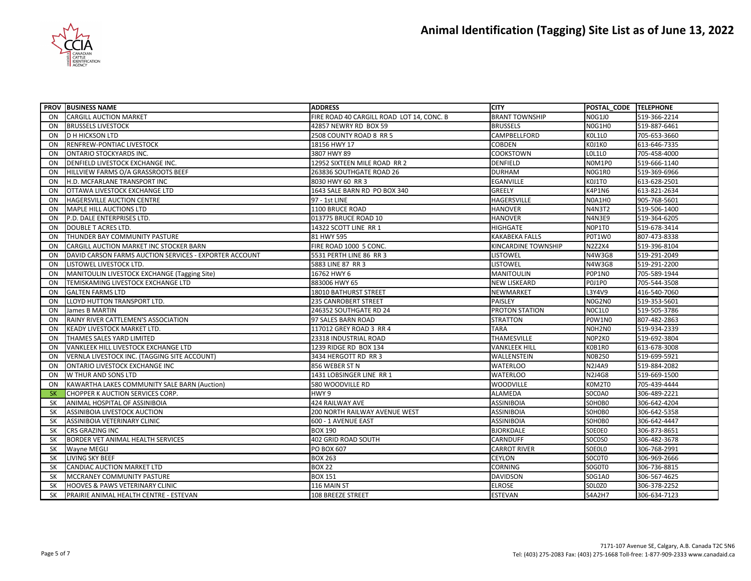# Animal Identification (Tagging) Site List as of June 13, 2022

| PROV | BUSINESS NAME | ADDRESS | CITY | POSTAL_CODE | TELEPHONE |
|---|---|---|---|---|---|
| ON | CARGILL AUCTION MARKET | FIRE ROAD 40 CARGILL ROAD LOT 14, CONC. B | BRANT TOWNSHIP | N0G1J0 | 519-366-2214 |
| ON | BRUSSELS LIVESTOCK | 42857 NEWRY RD BOX 59 | BRUSSELS | N0G1H0 | 519-887-6461 |
| ON | D H HICKSON LTD | 2508 COUNTY ROAD 8 RR 5 | CAMPBELLFORD | K0L1L0 | 705-653-3660 |
| ON | RENFREW-PONTIAC LIVESTOCK | 18156 HWY 17 | COBDEN | K0J1K0 | 613-646-7335 |
| ON | ONTARIO STOCKYARDS INC. | 3807 HWY 89 | COOKSTOWN | L0L1L0 | 705-458-4000 |
| ON | DENFIELD LIVESTOCK EXCHANGE INC. | 12952 SIXTEEN MILE ROAD RR 2 | DENFIELD | N0M1P0 | 519-666-1140 |
| ON | HILLVIEW FARMS O/A GRASSROOTS BEEF | 263836 SOUTHGATE ROAD 26 | DURHAM | N0G1R0 | 519-369-6966 |
| ON | H.D. MCFARLANE TRANSPORT INC | 8030 HWY 60 RR 3 | EGANVILLE | K0J1T0 | 613-628-2501 |
| ON | OTTAWA LIVESTOCK EXCHANGE LTD | 1643 SALE BARN RD PO BOX 340 | GREELY | K4P1N6 | 613-821-2634 |
| ON | HAGERSVILLE AUCTION CENTRE | 97 - 1st LINE | HAGERSVILLE | N0A1H0 | 905-768-5601 |
| ON | MAPLE HILL AUCTIONS LTD | 1100 BRUCE ROAD | HANOVER | N4N3T2 | 519-506-1400 |
| ON | P.D. DALE ENTERPRISES LTD. | 013775 BRUCE ROAD 10 | HANOVER | N4N3E9 | 519-364-6205 |
| ON | DOUBLE T ACRES LTD. | 14322 SCOTT LINE RR 1 | HIGHGATE | N0P1T0 | 519-678-3414 |
| ON | THUNDER BAY COMMUNITY PASTURE | 81 HWY 595 | KAKABEKA FALLS | P0T1W0 | 807-473-8338 |
| ON | CARGILL AUCTION MARKET INC STOCKER BARN | FIRE ROAD 1000 5 CONC. | KINCARDINE TOWNSHIP | N2Z2X4 | 519-396-8104 |
| ON | DAVID CARSON FARMS AUCTION SERVICES - EXPORTER ACCOUNT | 5531 PERTH LINE 86 RR 3 | LISTOWEL | N4W3G8 | 519-291-2049 |
| ON | LISTOWEL LIVESTOCK LTD. | 5883 LINE 87 RR 3 | LISTOWEL | N4W3G8 | 519-291-2200 |
| ON | MANITOULIN LIVESTOCK EXCHANGE (Tagging Site) | 16762 HWY 6 | MANITOULIN | P0P1N0 | 705-589-1944 |
| ON | TEMISKAMING LIVESTOCK EXCHANGE LTD | 883006 HWY 65 | NEW LISKEARD | P0J1P0 | 705-544-3508 |
| ON | GALTEN FARMS LTD | 18010 BATHURST STREET | NEWMARKET | L3Y4V9 | 416-540-7060 |
| ON | LLOYD HUTTON TRANSPORT LTD. | 235 CANROBERT STREET | PAISLEY | N0G2N0 | 519-353-5601 |
| ON | James B MARTIN | 246352 SOUTHGATE RD 24 | PROTON STATION | N0C1L0 | 519-505-3786 |
| ON | RAINY RIVER CATTLEMEN'S ASSOCIATION | 97 SALES BARN ROAD | STRATTON | P0W1N0 | 807-482-2863 |
| ON | KEADY LIVESTOCK MARKET LTD. | 117012 GREY ROAD 3 RR 4 | TARA | N0H2N0 | 519-934-2339 |
| ON | THAMES SALES YARD LIMITED | 23318 INDUSTRIAL ROAD | THAMESVILLE | N0P2K0 | 519-692-3804 |
| ON | VANKLEEK HILL LIVESTOCK EXCHANGE LTD | 1239 RIDGE RD BOX 134 | VANKLEEK HILL | K0B1R0 | 613-678-3008 |
| ON | VERNLA LIVESTOCK INC. (TAGGING SITE ACCOUNT) | 3434 HERGOTT RD RR 3 | WALLENSTEIN | N0B2S0 | 519-699-5921 |
| ON | ONTARIO LIVESTOCK EXCHANGE INC | 856 WEBER ST N | WATERLOO | N2J4A9 | 519-884-2082 |
| ON | W THUR AND SONS LTD | 1431 LOBSINGER LINE RR 1 | WATERLOO | N2J4G8 | 519-669-1500 |
| ON | KAWARTHA LAKES COMMUNITY SALE BARN (Auction) | 580 WOODVILLE RD | WOODVILLE | K0M2T0 | 705-439-4444 |
| SK | CHOPPER K AUCTION SERVICES CORP. | HWY 9 | ALAMEDA | S0C0A0 | 306-489-2221 |
| SK | ANIMAL HOSPITAL OF ASSINIBOIA | 424 RAILWAY AVE | ASSINIBOIA | S0H0B0 | 306-642-4204 |
| SK | ASSINIBOIA LIVESTOCK AUCTION | 200 NORTH RAILWAY AVENUE WEST | ASSINIBOIA | S0H0B0 | 306-642-5358 |
| SK | ASSINIBOIA VETERINARY CLINIC | 600 - 1 AVENUE EAST | ASSINIBOIA | S0H0B0 | 306-642-4447 |
| SK | CRS GRAZING INC | BOX 190 | BJORKDALE | S0E0E0 | 306-873-8651 |
| SK | BORDER VET ANIMAL HEALTH SERVICES | 402 GRID ROAD SOUTH | CARNDUFF | S0C0S0 | 306-482-3678 |
| SK | Wayne MEGLI | PO BOX 607 | CARROT RIVER | S0E0L0 | 306-768-2991 |
| SK | LIVING SKY BEEF | BOX 263 | CEYLON | S0C0T0 | 306-969-2666 |
| SK | CANDIAC AUCTION MARKET LTD | BOX 22 | CORNING | S0G0T0 | 306-736-8815 |
| SK | MCCRANEY COMMUNITY PASTURE | BOX 151 | DAVIDSON | S0G1A0 | 306-567-4625 |
| SK | HOOVES & PAWS VETERINARY CLINIC | 116 MAIN ST | ELROSE | S0L0Z0 | 306-378-2252 |
| SK | PRAIRIE ANIMAL HEALTH CENTRE - ESTEVAN | 108 BREEZE STREET | ESTEVAN | S4A2H7 | 306-634-7123 |

7171-107 Avenue SE, Calgary, A.B. Canada T2C 5N6
Tel: (403) 275-2083 Fax: (403) 275-1668 Toll-free: 1-877-909-2333 www.canadaid.ca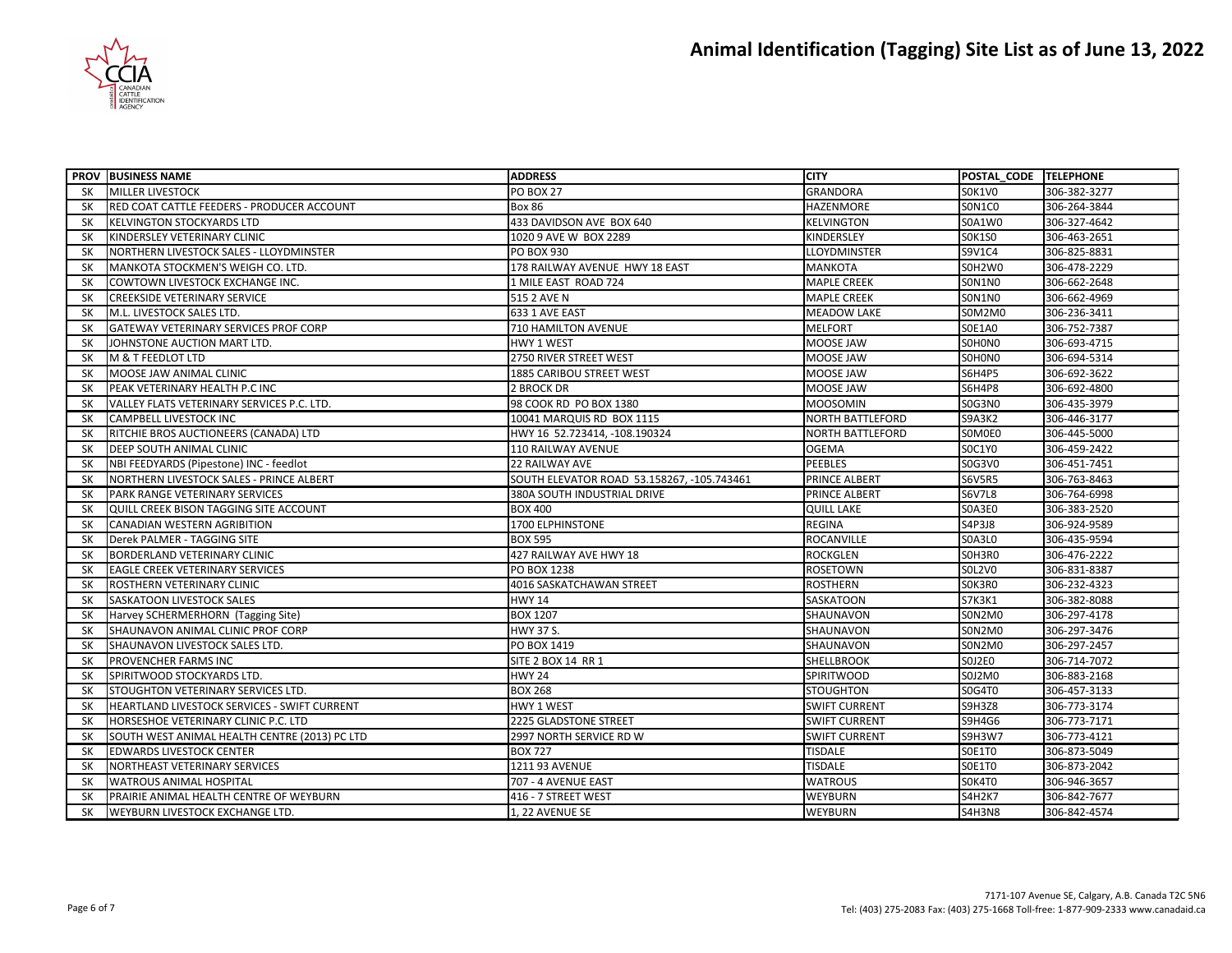# Animal Identification (Tagging) Site List as of June 13, 2022

| PROV | BUSINESS NAME | ADDRESS | CITY | POSTAL_CODE | TELEPHONE |
|---|---|---|---|---|---|
| SK | MILLER LIVESTOCK | PO BOX 27 | GRANDORA | S0K1V0 | 306-382-3277 |
| SK | RED COAT CATTLE FEEDERS - PRODUCER ACCOUNT | Box 86 | HAZENMORE | S0N1C0 | 306-264-3844 |
| SK | KELVINGTON STOCKYARDS LTD | 433 DAVIDSON AVE BOX 640 | KELVINGTON | S0A1W0 | 306-327-4642 |
| SK | KINDERSLEY VETERINARY CLINIC | 1020 9 AVE W BOX 2289 | KINDERSLEY | S0K1S0 | 306-463-2651 |
| SK | NORTHERN LIVESTOCK SALES - LLOYDMINSTER | PO BOX 930 | LLOYDMINSTER | S9V1C4 | 306-825-8831 |
| SK | MANKOTA STOCKMEN'S WEIGH CO. LTD. | 178 RAILWAY AVENUE HWY 18 EAST | MANKOTA | S0H2W0 | 306-478-2229 |
| SK | COWTOWN LIVESTOCK EXCHANGE INC. | 1 MILE EAST ROAD 724 | MAPLE CREEK | S0N1N0 | 306-662-2648 |
| SK | CREEKSIDE VETERINARY SERVICE | 515 2 AVE N | MAPLE CREEK | S0N1N0 | 306-662-4969 |
| SK | M.L. LIVESTOCK SALES LTD. | 633 1 AVE EAST | MEADOW LAKE | S0M2M0 | 306-236-3411 |
| SK | GATEWAY VETERINARY SERVICES PROF CORP | 710 HAMILTON AVENUE | MELFORT | S0E1A0 | 306-752-7387 |
| SK | JOHNSTONE AUCTION MART LTD. | HWY 1 WEST | MOOSE JAW | S0H0N0 | 306-693-4715 |
| SK | M & T FEEDLOT LTD | 2750 RIVER STREET WEST | MOOSE JAW | S0H0N0 | 306-694-5314 |
| SK | MOOSE JAW ANIMAL CLINIC | 1885 CARIBOU STREET WEST | MOOSE JAW | S6H4P5 | 306-692-3622 |
| SK | PEAK VETERINARY HEALTH P.C INC | 2 BROCK DR | MOOSE JAW | S6H4P8 | 306-692-4800 |
| SK | VALLEY FLATS VETERINARY SERVICES P.C. LTD. | 98 COOK RD PO BOX 1380 | MOOSOMIN | S0G3N0 | 306-435-3979 |
| SK | CAMPBELL LIVESTOCK INC | 10041 MARQUIS RD BOX 1115 | NORTH BATTLEFORD | S9A3K2 | 306-446-3177 |
| SK | RITCHIE BROS AUCTIONEERS (CANADA) LTD | HWY 16 52.723414, -108.190324 | NORTH BATTLEFORD | S0M0E0 | 306-445-5000 |
| SK | DEEP SOUTH ANIMAL CLINIC | 110 RAILWAY AVENUE | OGEMA | S0C1Y0 | 306-459-2422 |
| SK | NBI FEEDYARDS (Pipestone) INC - feedlot | 22 RAILWAY AVE | PEEBLES | S0G3V0 | 306-451-7451 |
| SK | NORTHERN LIVESTOCK SALES - PRINCE ALBERT | SOUTH ELEVATOR ROAD 53.158267, -105.743461 | PRINCE ALBERT | S6V5R5 | 306-763-8463 |
| SK | PARK RANGE VETERINARY SERVICES | 380A SOUTH INDUSTRIAL DRIVE | PRINCE ALBERT | S6V7L8 | 306-764-6998 |
| SK | QUILL CREEK BISON TAGGING SITE ACCOUNT | BOX 400 | QUILL LAKE | S0A3E0 | 306-383-2520 |
| SK | CANADIAN WESTERN AGRIBITION | 1700 ELPHINSTONE | REGINA | S4P3J8 | 306-924-9589 |
| SK | Derek PALMER - TAGGING SITE | BOX 595 | ROCANVILLE | S0A3L0 | 306-435-9594 |
| SK | BORDERLAND VETERINARY CLINIC | 427 RAILWAY AVE HWY 18 | ROCKGLEN | S0H3R0 | 306-476-2222 |
| SK | EAGLE CREEK VETERINARY SERVICES | PO BOX 1238 | ROSETOWN | S0L2V0 | 306-831-8387 |
| SK | ROSTHERN VETERINARY CLINIC | 4016 SASKATCHAWAN STREET | ROSTHERN | S0K3R0 | 306-232-4323 |
| SK | SASKATOON LIVESTOCK SALES | HWY 14 | SASKATOON | S7K3K1 | 306-382-8088 |
| SK | Harvey SCHERMERHORN (Tagging Site) | BOX 1207 | SHAUNAVON | S0N2M0 | 306-297-4178 |
| SK | SHAUNAVON ANIMAL CLINIC PROF CORP | HWY 37 S. | SHAUNAVON | S0N2M0 | 306-297-3476 |
| SK | SHAUNAVON LIVESTOCK SALES LTD. | PO BOX 1419 | SHAUNAVON | S0N2M0 | 306-297-2457 |
| SK | PROVENCHER FARMS INC | SITE 2 BOX 14 RR 1 | SHELLBROOK | S0J2E0 | 306-714-7072 |
| SK | SPIRITWOOD STOCKYARDS LTD. | HWY 24 | SPIRITWOOD | S0J2M0 | 306-883-2168 |
| SK | STOUGHTON VETERINARY SERVICES LTD. | BOX 268 | STOUGHTON | S0G4T0 | 306-457-3133 |
| SK | HEARTLAND LIVESTOCK SERVICES - SWIFT CURRENT | HWY 1 WEST | SWIFT CURRENT | S9H3Z8 | 306-773-3174 |
| SK | HORSESHOE VETERINARY CLINIC P.C. LTD | 2225 GLADSTONE STREET | SWIFT CURRENT | S9H4G6 | 306-773-7171 |
| SK | SOUTH WEST ANIMAL HEALTH CENTRE (2013) PC LTD | 2997 NORTH SERVICE RD W | SWIFT CURRENT | S9H3W7 | 306-773-4121 |
| SK | EDWARDS LIVESTOCK CENTER | BOX 727 | TISDALE | S0E1T0 | 306-873-5049 |
| SK | NORTHEAST VETERINARY SERVICES | 1211 93 AVENUE | TISDALE | S0E1T0 | 306-873-2042 |
| SK | WATROUS ANIMAL HOSPITAL | 707 - 4 AVENUE EAST | WATROUS | S0K4T0 | 306-946-3657 |
| SK | PRAIRIE ANIMAL HEALTH CENTRE OF WEYBURN | 416 - 7 STREET WEST | WEYBURN | S4H2K7 | 306-842-7677 |
| SK | WEYBURN LIVESTOCK EXCHANGE LTD. | 1, 22 AVENUE SE | WEYBURN | S4H3N8 | 306-842-4574 |

7171-107 Avenue SE, Calgary, A.B. Canada T2C 5N6
Tel: (403) 275-2083 Fax: (403) 275-1668 Toll-free: 1-877-909-2333 www.canadaid.ca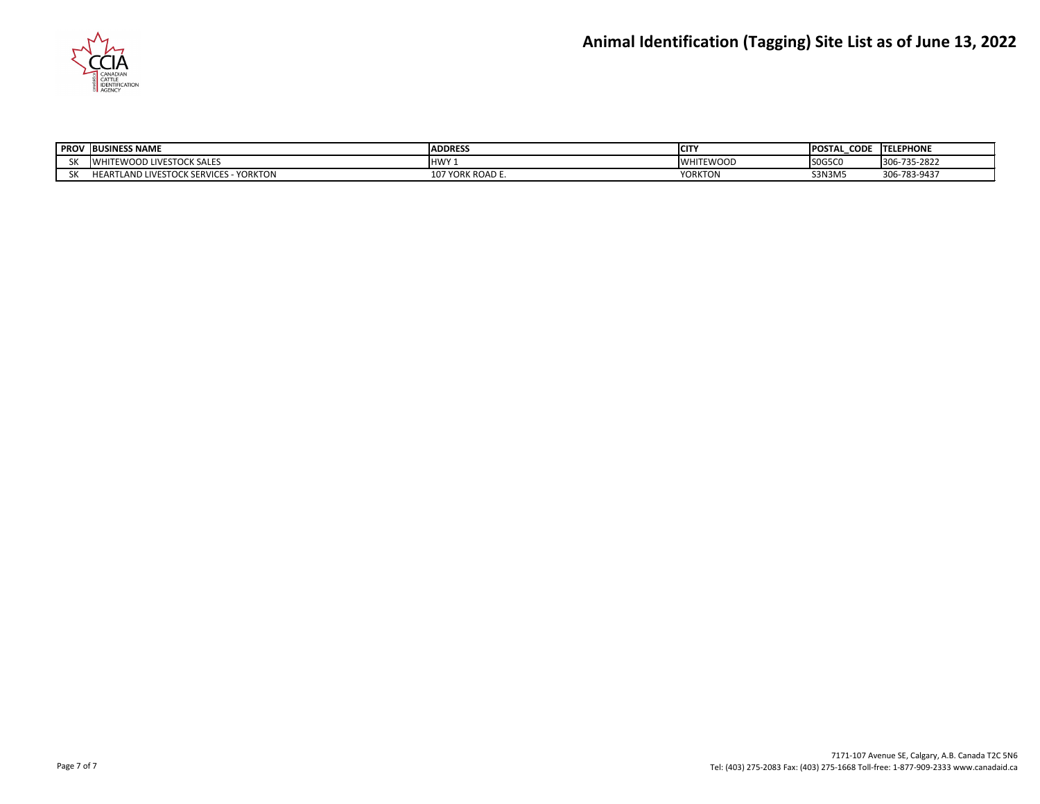# Animal Identification (Tagging) Site List as of June 13, 2022

| PROV | BUSINESS NAME | ADDRESS | CITY | POSTAL_CODE | TELEPHONE |
|---|---|---|---|---|---|
| SK | WHITEWOOD LIVESTOCK SALES | HWY 1 | WHITEWOOD | S0G5C0 | 306-735-2822 |
| SK | HEARTLAND LIVESTOCK SERVICES - YORKTON | 107 YORK ROAD E. | YORKTON | S3N3M5 | 306-783-9437 |

7171-107 Avenue SE, Calgary, A.B. Canada T2C 5N6
Tel: (403) 275-2083 Fax: (403) 275-1668 Toll-free: 1-877-909-2333 www.canadaid.ca